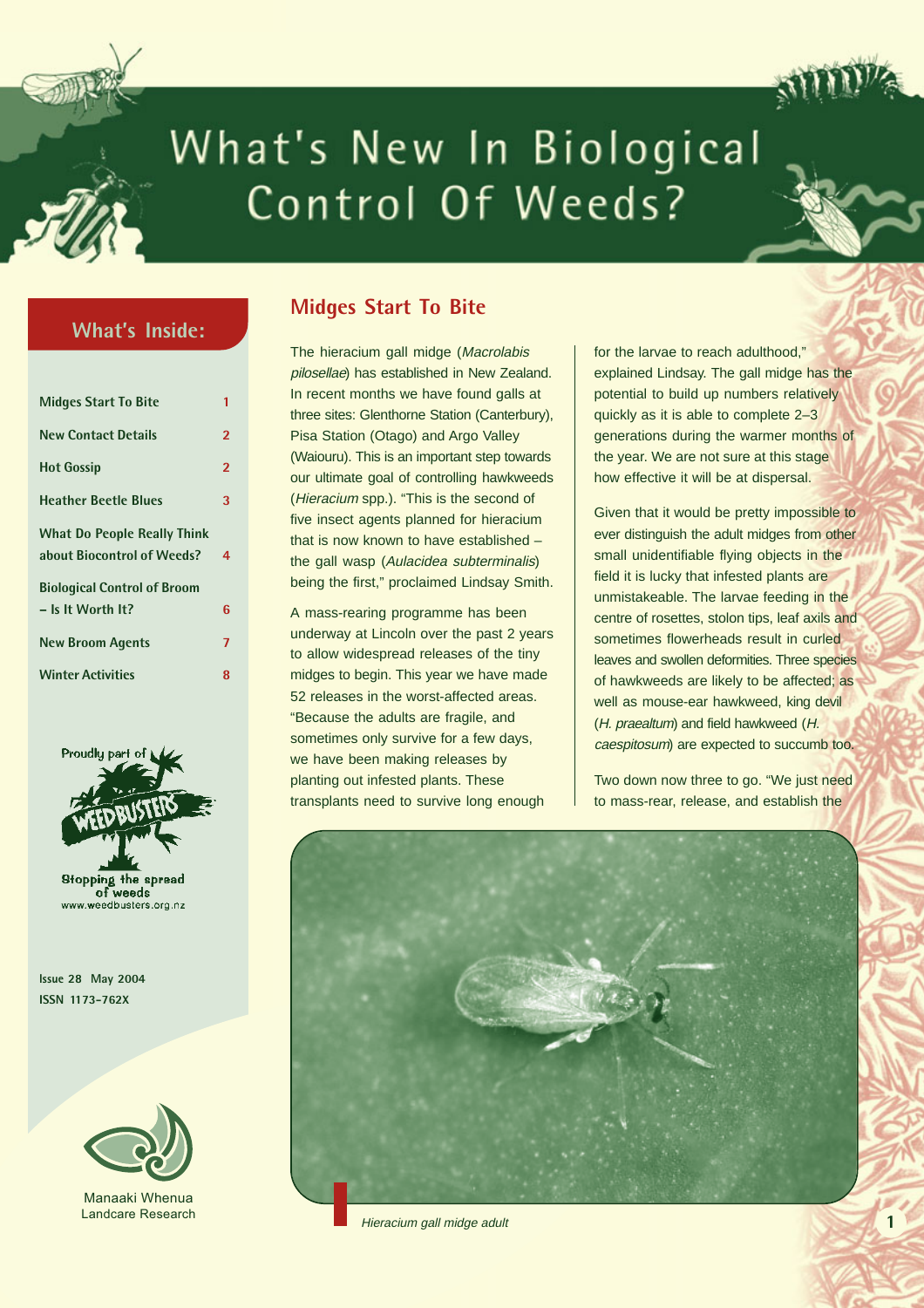# What's New In Biological Control Of Weeds?

## What's Inside:

| | |
|---|---|
| Midges Start To Bite | 1 |
| New Contact Details | 2 |
| Hot Gossip | 2 |
| Heather Beetle Blues | 3 |
| What Do People Really Think about Biocontrol of Weeds? | 4 |
| Biological Control of Broom – Is It Worth It? | 6 |
| New Broom Agents | 7 |
| Winter Activities | 8 |

Proudly part of WEEDBUSTERS

Stopping the spread of weeds
www.weedbusters.org.nz

Issue 28 May 2004
ISSN 1173-762X

Manaaki Whenua
Landcare Research

## Midges Start To Bite

The hieracium gall midge (*Macrolabis pilosellae*) has established in New Zealand. In recent months we have found galls at three sites: Glenthorne Station (Canterbury), Pisa Station (Otago) and Argo Valley (Waiouru). This is an important step towards our ultimate goal of controlling hawkweeds (*Hieracium* spp.). "This is the second of five insect agents planned for hieracium that is now known to have established – the gall wasp (*Aulacidea subterminalis*) being the first," proclaimed Lindsay Smith.

A mass-rearing programme has been underway at Lincoln over the past 2 years to allow widespread releases of the tiny midges to begin. This year we have made 52 releases in the worst-affected areas. "Because the adults are fragile, and sometimes only survive for a few days, we have been making releases by planting out infested plants. These transplants need to survive long enough for the larvae to reach adulthood," explained Lindsay. The gall midge has the potential to build up numbers relatively quickly as it is able to complete 2–3 generations during the warmer months of the year. We are not sure at this stage how effective it will be at dispersal.

Given that it would be pretty impossible to ever distinguish the adult midges from other small unidentifiable flying objects in the field it is lucky that infested plants are unmistakeable. The larvae feeding in the centre of rosettes, stolon tips, leaf axils and sometimes flowerheads result in curled leaves and swollen deformities. Three species of hawkweeds are likely to be affected; as well as mouse-ear hawkweed, king devil (*H. praealtum*) and field hawkweed (*H. caespitosum*) are expected to succumb too.

Two down now three to go. "We just need to mass-rear, release, and establish the

*Hieracium gall midge adult*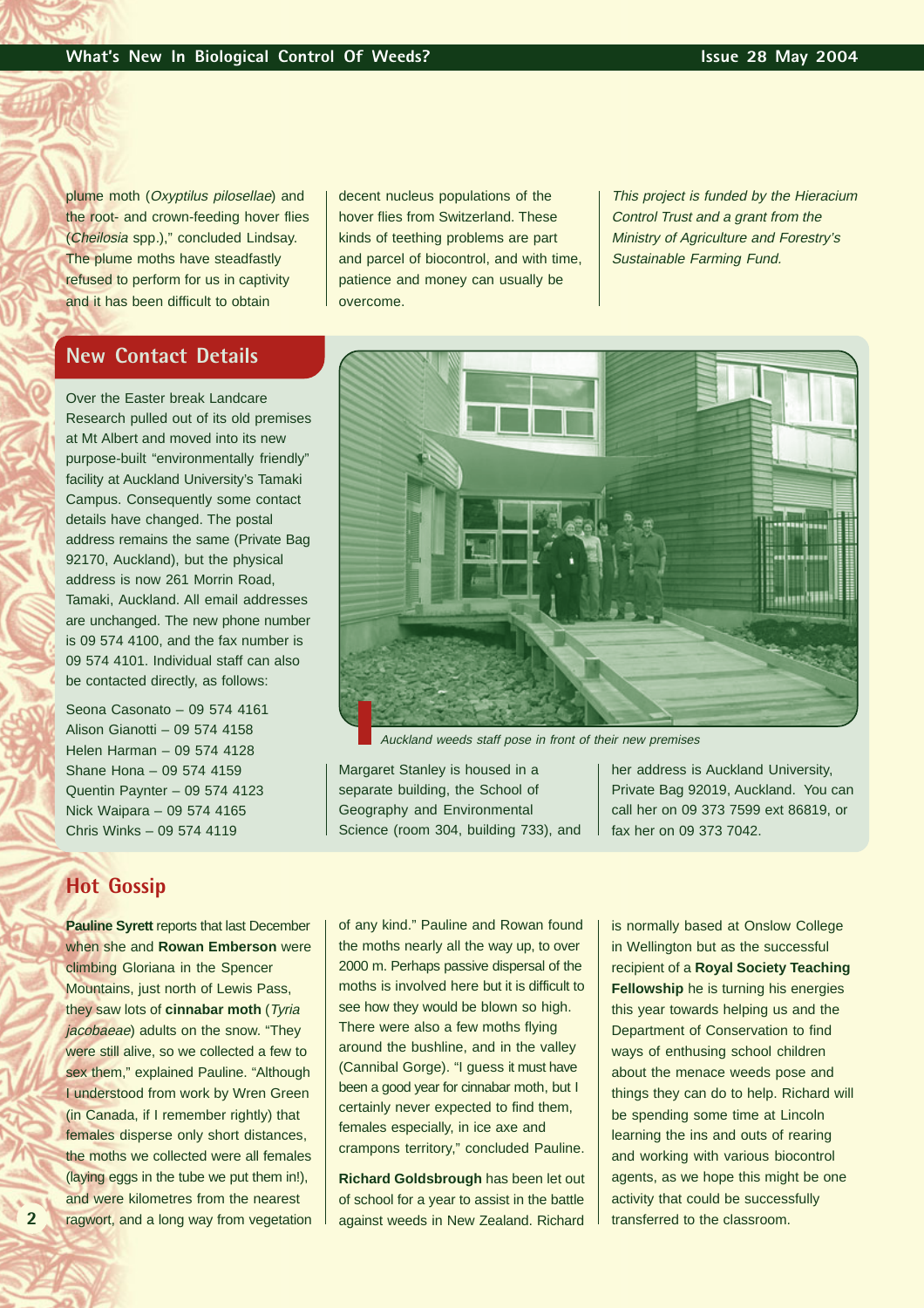plume moth (*Oxyptilus pilosellae*) and the root- and crown-feeding hover flies (*Cheilosia* spp.)," concluded Lindsay. The plume moths have steadfastly refused to perform for us in captivity and it has been difficult to obtain decent nucleus populations of the hover flies from Switzerland. These kinds of teething problems are part and parcel of biocontrol, and with time, patience and money can usually be overcome.

*This project is funded by the Hieracium Control Trust and a grant from the Ministry of Agriculture and Forestry's Sustainable Farming Fund.*

## New Contact Details

Over the Easter break Landcare Research pulled out of its old premises at Mt Albert and moved into its new purpose-built "environmentally friendly" facility at Auckland University's Tamaki Campus. Consequently some contact details have changed. The postal address remains the same (Private Bag 92170, Auckland), but the physical address is now 261 Morrin Road, Tamaki, Auckland. All email addresses are unchanged. The new phone number is 09 574 4100, and the fax number is 09 574 4101. Individual staff can also be contacted directly, as follows:

Seona Casonato – 09 574 4161
Alison Gianotti – 09 574 4158
Helen Harman – 09 574 4128
Shane Hona – 09 574 4159
Quentin Paynter – 09 574 4123
Nick Waipara – 09 574 4165
Chris Winks – 09 574 4119

*Auckland weeds staff pose in front of their new premises*

Margaret Stanley is housed in a separate building, the School of Geography and Environmental Science (room 304, building 733), and her address is Auckland University, Private Bag 92019, Auckland. You can call her on 09 373 7599 ext 86819, or fax her on 09 373 7042.

## Hot Gossip

**Pauline Syrett** reports that last December when she and **Rowan Emberson** were climbing Gloriana in the Spencer Mountains, just north of Lewis Pass, they saw lots of **cinnabar moth** (*Tyria jacobaeae*) adults on the snow. "They were still alive, so we collected a few to sex them," explained Pauline. "Although I understood from work by Wren Green (in Canada, if I remember rightly) that females disperse only short distances, the moths we collected were all females (laying eggs in the tube we put them in!), and were kilometres from the nearest ragwort, and a long way from vegetation of any kind." Pauline and Rowan found the moths nearly all the way up, to over 2000 m. Perhaps passive dispersal of the moths is involved here but it is difficult to see how they would be blown so high. There were also a few moths flying around the bushline, and in the valley (Cannibal Gorge). "I guess it must have been a good year for cinnabar moth, but I certainly never expected to find them, females especially, in ice axe and crampons territory," concluded Pauline.

**Richard Goldsbrough** has been let out of school for a year to assist in the battle against weeds in New Zealand. Richard is normally based at Onslow College in Wellington but as the successful recipient of a **Royal Society Teaching Fellowship** he is turning his energies this year towards helping us and the Department of Conservation to find ways of enthusing school children about the menace weeds pose and things they can do to help. Richard will be spending some time at Lincoln learning the ins and outs of rearing and working with various biocontrol agents, as we hope this might be one activity that could be successfully transferred to the classroom.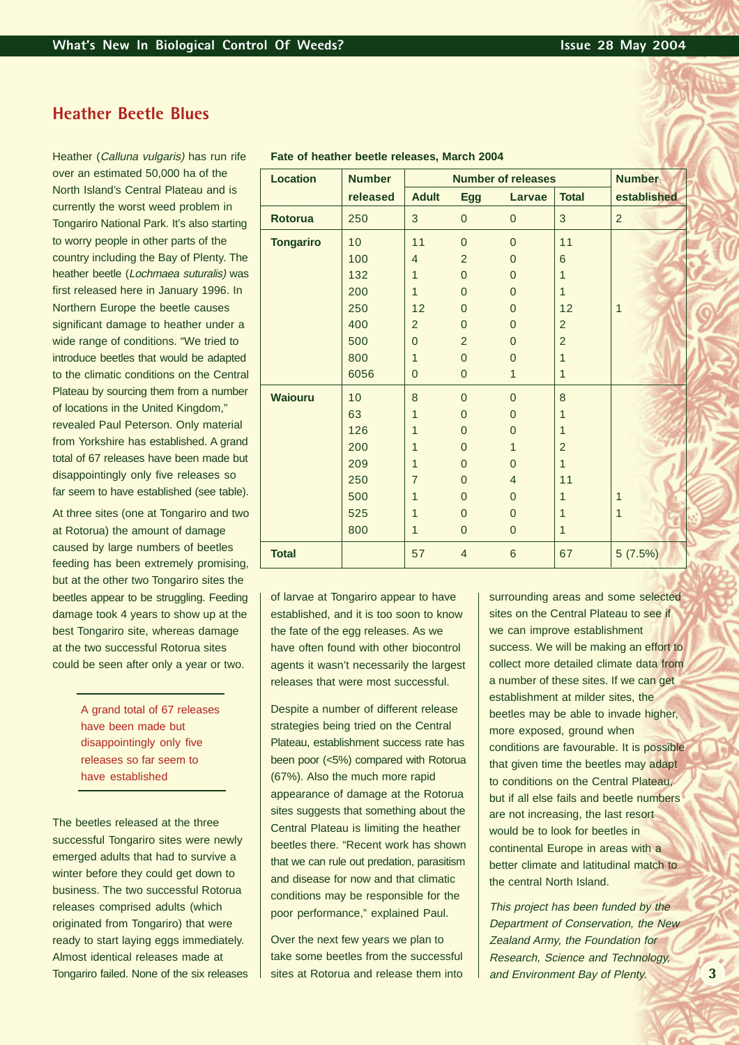## Heather Beetle Blues

Heather (*Calluna vulgaris)* has run rife over an estimated 50,000 ha of the North Island's Central Plateau and is currently the worst weed problem in Tongariro National Park. It's also starting to worry people in other parts of the country including the Bay of Plenty. The heather beetle (*Lochmaea suturalis)* was first released here in January 1996. In Northern Europe the beetle causes significant damage to heather under a wide range of conditions. "We tried to introduce beetles that would be adapted to the climatic conditions on the Central Plateau by sourcing them from a number of locations in the United Kingdom," revealed Paul Peterson. Only material from Yorkshire has established. A grand total of 67 releases have been made but disappointingly only five releases so far seem to have established (see table).

**Fate of heather beetle releases, March 2004**

| Location | Number released | Number of releases | | | | Number established |
|---|---|---|---|---|---|---|
| | | Adult | Egg | Larvae | Total | |
| **Rotorua** | 250 | 3 | 0 | 0 | 3 | 2 |
| **Tongariro** | 10 | 11 | 0 | 0 | 11 | |
| | 100 | 4 | 2 | 0 | 6 | |
| | 132 | 1 | 0 | 0 | 1 | |
| | 200 | 1 | 0 | 0 | 1 | |
| | 250 | 12 | 0 | 0 | 12 | 1 |
| | 400 | 2 | 0 | 0 | 2 | |
| | 500 | 0 | 2 | 0 | 2 | |
| | 800 | 1 | 0 | 0 | 1 | |
| | 6056 | 0 | 0 | 1 | 1 | |
| **Waiouru** | 10 | 8 | 0 | 0 | 8 | |
| | 63 | 1 | 0 | 0 | 1 | |
| | 126 | 1 | 0 | 0 | 1 | |
| | 200 | 1 | 0 | 1 | 2 | |
| | 209 | 1 | 0 | 0 | 1 | |
| | 250 | 7 | 0 | 4 | 11 | |
| | 500 | 1 | 0 | 0 | 1 | 1 |
| | 525 | 1 | 0 | 0 | 1 | 1 |
| | 800 | 1 | 0 | 0 | 1 | |
| **Total** | | 57 | 4 | 6 | 67 | 5 (7.5%) |

At three sites (one at Tongariro and two at Rotorua) the amount of damage caused by large numbers of beetles feeding has been extremely promising, but at the other two Tongariro sites the beetles appear to be struggling. Feeding damage took 4 years to show up at the best Tongariro site, whereas damage at the two successful Rotorua sites could be seen after only a year or two.

> A grand total of 67 releases have been made but disappointingly only five releases so far seem to have established

The beetles released at the three successful Tongariro sites were newly emerged adults that had to survive a winter before they could get down to business. The two successful Rotorua releases comprised adults (which originated from Tongariro) that were ready to start laying eggs immediately. Almost identical releases made at Tongariro failed. None of the six releases of larvae at Tongariro appear to have established, and it is too soon to know the fate of the egg releases. As we have often found with other biocontrol agents it wasn't necessarily the largest releases that were most successful.

Despite a number of different release strategies being tried on the Central Plateau, establishment success rate has been poor (<5%) compared with Rotorua (67%). Also the much more rapid appearance of damage at the Rotorua sites suggests that something about the Central Plateau is limiting the heather beetles there. "Recent work has shown that we can rule out predation, parasitism and disease for now and that climatic conditions may be responsible for the poor performance," explained Paul.

Over the next few years we plan to take some beetles from the successful sites at Rotorua and release them into surrounding areas and some selected sites on the Central Plateau to see if we can improve establishment success. We will be making an effort to collect more detailed climate data from a number of these sites. If we can get establishment at milder sites, the beetles may be able to invade higher, more exposed, ground when conditions are favourable. It is possible that given time the beetles may adapt to conditions on the Central Plateau, but if all else fails and beetle numbers are not increasing, the last resort would be to look for beetles in continental Europe in areas with a better climate and latitudinal match to the central North Island.

*This project has been funded by the Department of Conservation, the New Zealand Army, the Foundation for Research, Science and Technology, and Environment Bay of Plenty.*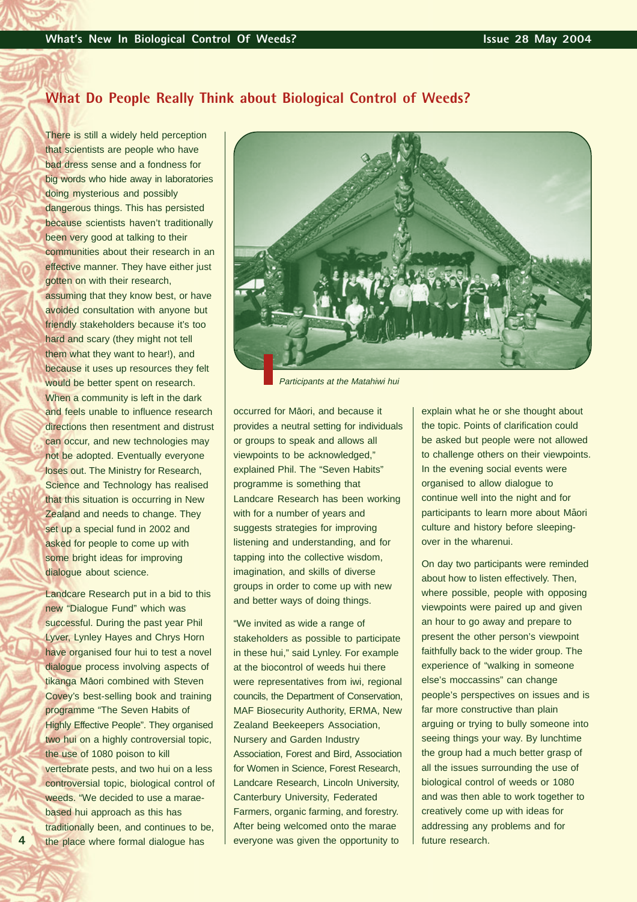## What Do People Really Think about Biological Control of Weeds?

There is still a widely held perception that scientists are people who have bad dress sense and a fondness for big words who hide away in laboratories doing mysterious and possibly dangerous things. This has persisted because scientists haven't traditionally been very good at talking to their communities about their research in an effective manner. They have either just gotten on with their research, assuming that they know best, or have avoided consultation with anyone but friendly stakeholders because it's too hard and scary (they might not tell them what they want to hear!), and because it uses up resources they felt would be better spent on research. When a community is left in the dark and feels unable to influence research directions then resentment and distrust can occur, and new technologies may not be adopted. Eventually everyone loses out. The Ministry for Research, Science and Technology has realised that this situation is occurring in New Zealand and needs to change. They set up a special fund in 2002 and asked for people to come up with some bright ideas for improving dialogue about science.

Landcare Research put in a bid to this new "Dialogue Fund" which was successful. During the past year Phil Lyver, Lynley Hayes and Chrys Horn have organised four hui to test a novel dialogue process involving aspects of tikanga Māori combined with Steven Covey's best-selling book and training programme "The Seven Habits of Highly Effective People". They organised two hui on a highly controversial topic, the use of 1080 poison to kill vertebrate pests, and two hui on a less controversial topic, biological control of weeds. "We decided to use a marae-based hui approach as this has traditionally been, and continues to be, the place where formal dialogue has occurred for Māori, and because it provides a neutral setting for individuals or groups to speak and allows all viewpoints to be acknowledged," explained Phil. The "Seven Habits" programme is something that Landcare Research has been working with for a number of years and suggests strategies for improving listening and understanding, and for tapping into the collective wisdom, imagination, and skills of diverse groups in order to come up with new and better ways of doing things.

*Participants at the Matahiwi hui*

"We invited as wide a range of stakeholders as possible to participate in these hui," said Lynley. For example at the biocontrol of weeds hui there were representatives from iwi, regional councils, the Department of Conservation, MAF Biosecurity Authority, ERMA, New Zealand Beekeepers Association, Nursery and Garden Industry Association, Forest and Bird, Association for Women in Science, Forest Research, Landcare Research, Lincoln University, Canterbury University, Federated Farmers, organic farming, and forestry. After being welcomed onto the marae everyone was given the opportunity to explain what he or she thought about the topic. Points of clarification could be asked but people were not allowed to challenge others on their viewpoints. In the evening social events were organised to allow dialogue to continue well into the night and for participants to learn more about Māori culture and history before sleeping-over in the wharenui.

On day two participants were reminded about how to listen effectively. Then, where possible, people with opposing viewpoints were paired up and given an hour to go away and prepare to present the other person's viewpoint faithfully back to the wider group. The experience of "walking in someone else's moccassins" can change people's perspectives on issues and is far more constructive than plain arguing or trying to bully someone into seeing things your way. By lunchtime the group had a much better grasp of all the issues surrounding the use of biological control of weeds or 1080 and was then able to work together to creatively come up with ideas for addressing any problems and for future research.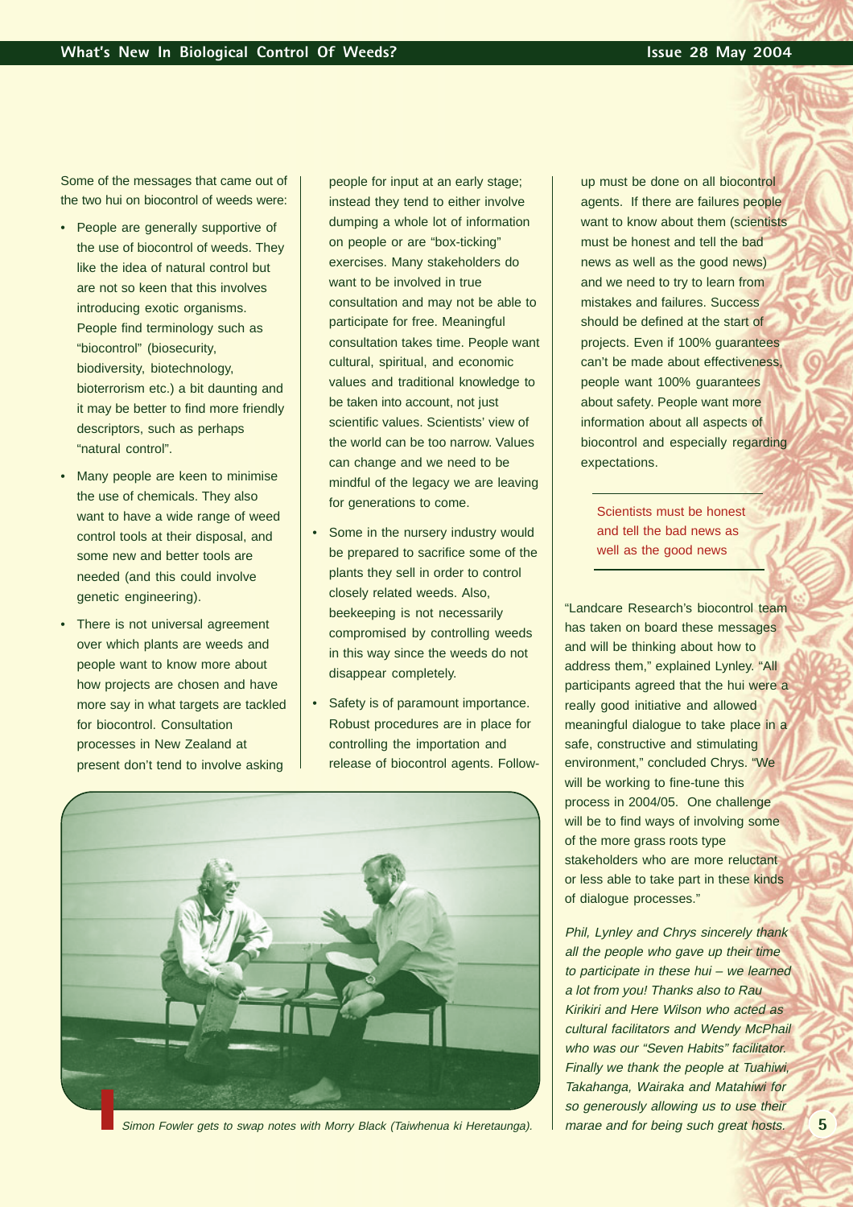Some of the messages that came out of the two hui on biocontrol of weeds were:

- People are generally supportive of the use of biocontrol of weeds. They like the idea of natural control but are not so keen that this involves introducing exotic organisms. People find terminology such as "biocontrol" (biosecurity, biodiversity, biotechnology, bioterrorism etc.) a bit daunting and it may be better to find more friendly descriptors, such as perhaps "natural control".
- Many people are keen to minimise the use of chemicals. They also want to have a wide range of weed control tools at their disposal, and some new and better tools are needed (and this could involve genetic engineering).
- There is not universal agreement over which plants are weeds and people want to know more about how projects are chosen and have more say in what targets are tackled for biocontrol. Consultation processes in New Zealand at present don't tend to involve asking people for input at an early stage; instead they tend to either involve dumping a whole lot of information on people or are "box-ticking" exercises. Many stakeholders do want to be involved in true consultation and may not be able to participate for free. Meaningful consultation takes time. People want cultural, spiritual, and economic values and traditional knowledge to be taken into account, not just scientific values. Scientists' view of the world can be too narrow. Values can change and we need to be mindful of the legacy we are leaving for generations to come.
- Some in the nursery industry would be prepared to sacrifice some of the plants they sell in order to control closely related weeds. Also, beekeeping is not necessarily compromised by controlling weeds in this way since the weeds do not disappear completely.
- Safety is of paramount importance. Robust procedures are in place for controlling the importation and release of biocontrol agents. Follow-up must be done on all biocontrol agents. If there are failures people want to know about them (scientists must be honest and tell the bad news as well as the good news) and we need to try to learn from mistakes and failures. Success should be defined at the start of projects. Even if 100% guarantees can't be made about effectiveness, people want 100% guarantees about safety. People want more information about all aspects of biocontrol and especially regarding expectations.

Scientists must be honest and tell the bad news as well as the good news

*Simon Fowler gets to swap notes with Morry Black (Taiwhenua ki Heretaunga).*

"Landcare Research's biocontrol team has taken on board these messages and will be thinking about how to address them," explained Lynley. "All participants agreed that the hui were a really good initiative and allowed meaningful dialogue to take place in a safe, constructive and stimulating environment," concluded Chrys. "We will be working to fine-tune this process in 2004/05. One challenge will be to find ways of involving some of the more grass roots type stakeholders who are more reluctant or less able to take part in these kinds of dialogue processes."

*Phil, Lynley and Chrys sincerely thank all the people who gave up their time to participate in these hui – we learned a lot from you! Thanks also to Rau Kirikiri and Here Wilson who acted as cultural facilitators and Wendy McPhail who was our "Seven Habits" facilitator. Finally we thank the people at Tuahiwi, Takahanga, Wairaka and Matahiwi for so generously allowing us to use their marae and for being such great hosts.*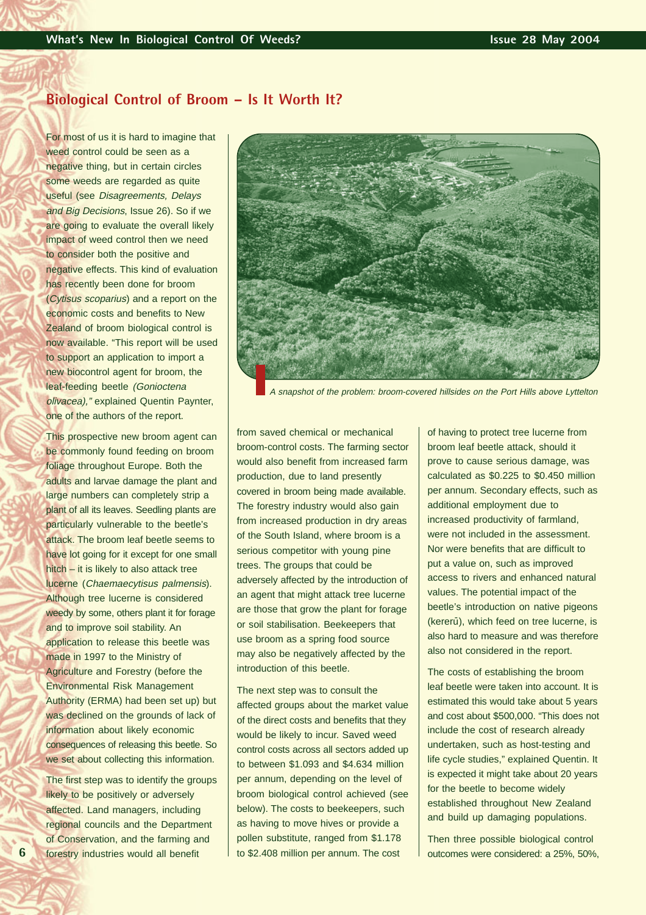## Biological Control of Broom – Is It Worth It?

For most of us it is hard to imagine that weed control could be seen as a negative thing, but in certain circles some weeds are regarded as quite useful (see *Disagreements, Delays and Big Decisions*, Issue 26). So if we are going to evaluate the overall likely impact of weed control then we need to consider both the positive and negative effects. This kind of evaluation has recently been done for broom (*Cytisus scoparius*) and a report on the economic costs and benefits to New Zealand of broom biological control is now available. "This report will be used to support an application to import a new biocontrol agent for broom, the leaf-feeding beetle *(Gonioctena olivacea),"* explained Quentin Paynter, one of the authors of the report.

This prospective new broom agent can be commonly found feeding on broom foliage throughout Europe. Both the adults and larvae damage the plant and large numbers can completely strip a plant of all its leaves. Seedling plants are particularly vulnerable to the beetle's attack. The broom leaf beetle seems to have lot going for it except for one small hitch – it is likely to also attack tree lucerne (*Chaemaecytisus palmensis*). Although tree lucerne is considered weedy by some, others plant it for forage and to improve soil stability. An application to release this beetle was made in 1997 to the Ministry of Agriculture and Forestry (before the Environmental Risk Management Authority (ERMA) had been set up) but was declined on the grounds of lack of information about likely economic consequences of releasing this beetle. So we set about collecting this information.

A snapshot of the problem: broom-covered hillsides on the Port Hills above Lyttelton

The first step was to identify the groups likely to be positively or adversely affected. Land managers, including regional councils and the Department of Conservation, and the farming and forestry industries would all benefit from saved chemical or mechanical broom-control costs. The farming sector would also benefit from increased farm production, due to land presently covered in broom being made available. The forestry industry would also gain from increased production in dry areas of the South Island, where broom is a serious competitor with young pine trees. The groups that could be adversely affected by the introduction of an agent that might attack tree lucerne are those that grow the plant for forage or soil stabilisation. Beekeepers that use broom as a spring food source may also be negatively affected by the introduction of this beetle.

The next step was to consult the affected groups about the market value of the direct costs and benefits that they would be likely to incur. Saved weed control costs across all sectors added up to between $1.093 and $4.634 million per annum, depending on the level of broom biological control achieved (see below). The costs to beekeepers, such as having to move hives or provide a pollen substitute, ranged from $1.178 to $2.408 million per annum. The cost of having to protect tree lucerne from broom leaf beetle attack, should it prove to cause serious damage, was calculated as $0.225 to $0.450 million per annum. Secondary effects, such as additional employment due to increased productivity of farmland, were not included in the assessment. Nor were benefits that are difficult to put a value on, such as improved access to rivers and enhanced natural values. The potential impact of the beetle's introduction on native pigeons (kererū), which feed on tree lucerne, is also hard to measure and was therefore also not considered in the report.

The costs of establishing the broom leaf beetle were taken into account. It is estimated this would take about 5 years and cost about $500,000. "This does not include the cost of research already undertaken, such as host-testing and life cycle studies," explained Quentin. It is expected it might take about 20 years for the beetle to become widely established throughout New Zealand and build up damaging populations.

Then three possible biological control outcomes were considered: a 25%, 50%,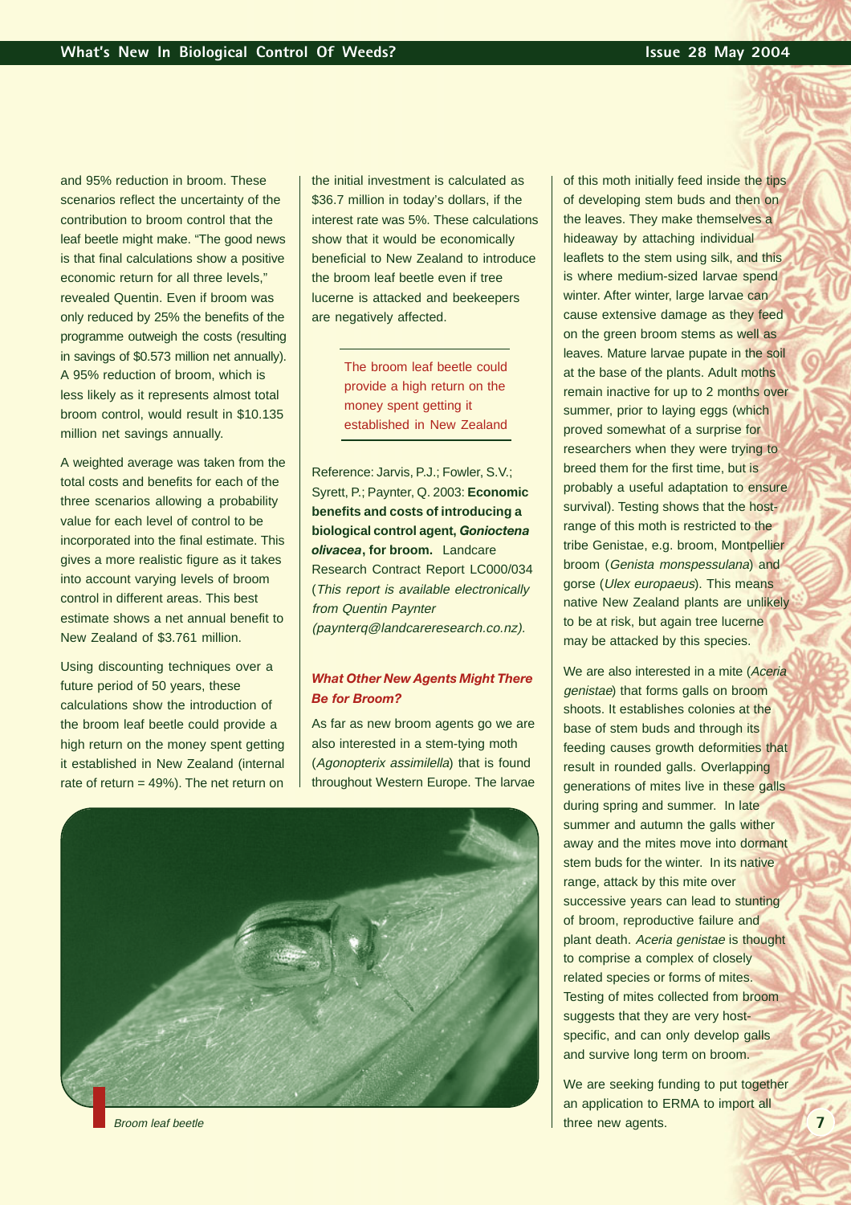and 95% reduction in broom. These scenarios reflect the uncertainty of the contribution to broom control that the leaf beetle might make. "The good news is that final calculations show a positive economic return for all three levels," revealed Quentin. Even if broom was only reduced by 25% the benefits of the programme outweigh the costs (resulting in savings of $0.573 million net annually). A 95% reduction of broom, which is less likely as it represents almost total broom control, would result in $10.135 million net savings annually.

A weighted average was taken from the total costs and benefits for each of the three scenarios allowing a probability value for each level of control to be incorporated into the final estimate. This gives a more realistic figure as it takes into account varying levels of broom control in different areas. This best estimate shows a net annual benefit to New Zealand of $3.761 million.

Using discounting techniques over a future period of 50 years, these calculations show the introduction of the broom leaf beetle could provide a high return on the money spent getting it established in New Zealand (internal rate of return = 49%). The net return on the initial investment is calculated as $36.7 million in today's dollars, if the interest rate was 5%. These calculations show that it would be economically beneficial to New Zealand to introduce the broom leaf beetle even if tree lucerne is attacked and beekeepers are negatively affected.

> The broom leaf beetle could provide a high return on the money spent getting it established in New Zealand

Reference: Jarvis, P.J.; Fowler, S.V.; Syrett, P.; Paynter, Q. 2003: **Economic benefits and costs of introducing a biological control agent, *Gonioctena olivacea*, for broom.** Landcare Research Contract Report LC000/034 (*This report is available electronically from Quentin Paynter (paynterq@landcareresearch.co.nz).*

### *What Other New Agents Might There Be for Broom?*

As far as new broom agents go we are also interested in a stem-tying moth (*Agonopterix assimilella*) that is found throughout Western Europe. The larvae of this moth initially feed inside the tips of developing stem buds and then on the leaves. They make themselves a hideaway by attaching individual leaflets to the stem using silk, and this is where medium-sized larvae spend winter. After winter, large larvae can cause extensive damage as they feed on the green broom stems as well as leaves. Mature larvae pupate in the soil at the base of the plants. Adult moths remain inactive for up to 2 months over summer, prior to laying eggs (which proved somewhat of a surprise for researchers when they were trying to breed them for the first time, but is probably a useful adaptation to ensure survival). Testing shows that the host-range of this moth is restricted to the tribe Genistae, e.g. broom, Montpellier broom (*Genista monspessulana*) and gorse (*Ulex europaeus*). This means native New Zealand plants are unlikely to be at risk, but again tree lucerne may be attacked by this species.

We are also interested in a mite (*Aceria genistae*) that forms galls on broom shoots. It establishes colonies at the base of stem buds and through its feeding causes growth deformities that result in rounded galls. Overlapping generations of mites live in these galls during spring and summer. In late summer and autumn the galls wither away and the mites move into dormant stem buds for the winter. In its native range, attack by this mite over successive years can lead to stunting of broom, reproductive failure and plant death. *Aceria genistae* is thought to comprise a complex of closely related species or forms of mites. Testing of mites collected from broom suggests that they are very host-specific, and can only develop galls and survive long term on broom.

We are seeking funding to put together an application to ERMA to import all three new agents.

*Broom leaf beetle*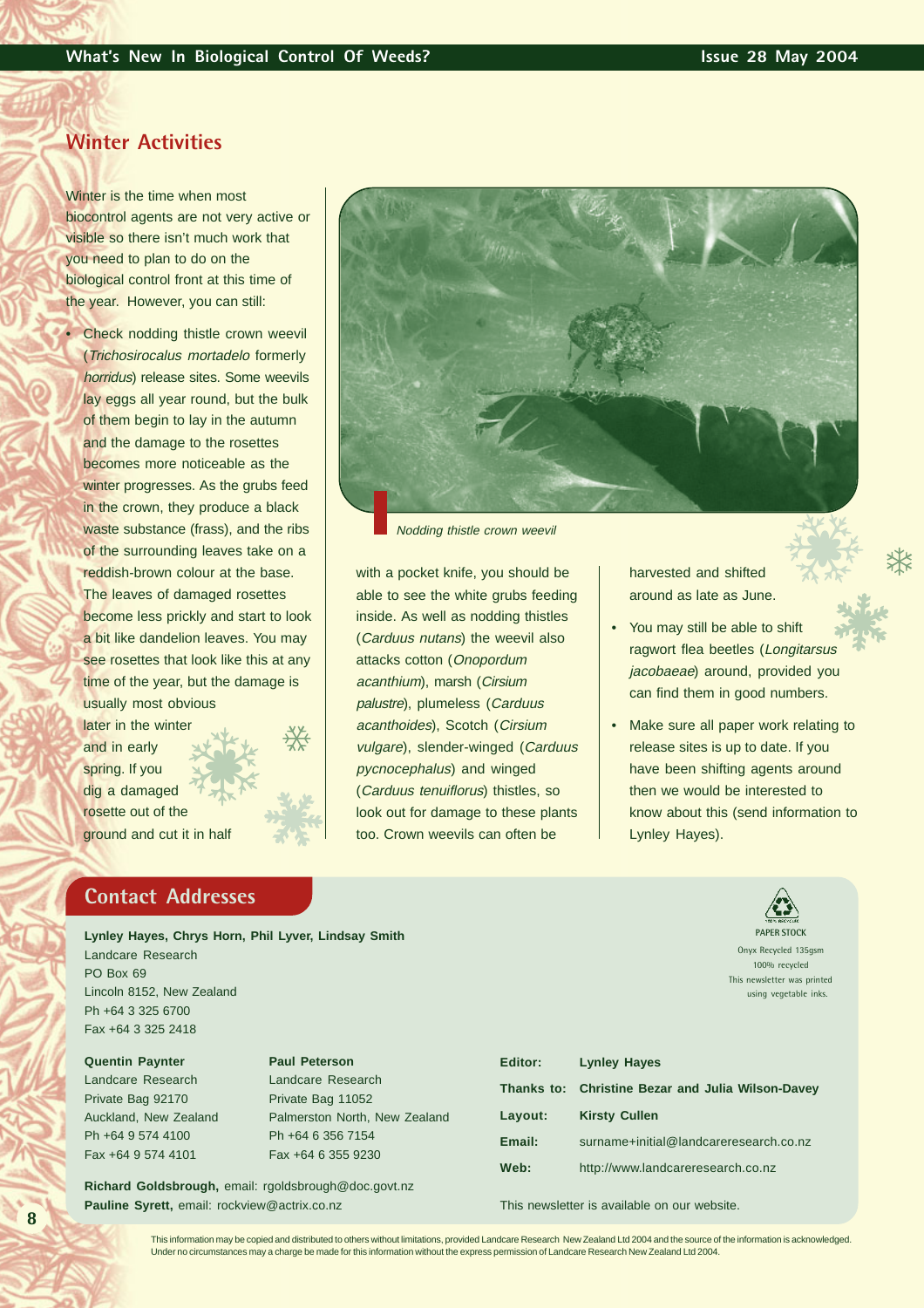## Winter Activities

Winter is the time when most biocontrol agents are not very active or visible so there isn't much work that you need to plan to do on the biological control front at this time of the year. However, you can still:

- Check nodding thistle crown weevil (*Trichosirocalus mortadelo* formerly *horridus*) release sites. Some weevils lay eggs all year round, but the bulk of them begin to lay in the autumn and the damage to the rosettes becomes more noticeable as the winter progresses. As the grubs feed in the crown, they produce a black waste substance (frass), and the ribs of the surrounding leaves take on a reddish-brown colour at the base. The leaves of damaged rosettes become less prickly and start to look a bit like dandelion leaves. You may see rosettes that look like this at any time of the year, but the damage is usually most obvious later in the winter and in early spring. If you dig a damaged rosette out of the ground and cut it in half with a pocket knife, you should be able to see the white grubs feeding inside. As well as nodding thistles (*Carduus nutans*) the weevil also attacks cotton (*Onopordum acanthium*), marsh (*Cirsium palustre*), plumeless (*Carduus acanthoides*), Scotch (*Cirsium vulgare*), slender-winged (*Carduus pycnocephalus*) and winged (*Carduus tenuiflorus*) thistles, so look out for damage to these plants too. Crown weevils can often be harvested and shifted around as late as June.
- You may still be able to shift ragwort flea beetles (*Longitarsus jacobaeae*) around, provided you can find them in good numbers.
- Make sure all paper work relating to release sites is up to date. If you have been shifting agents around then we would be interested to know about this (send information to Lynley Hayes).

*Nodding thistle crown weevil*

## Contact Addresses

**Lynley Hayes, Chrys Horn, Phil Lyver, Lindsay Smith**
Landcare Research
PO Box 69
Lincoln 8152, New Zealand
Ph +64 3 325 6700
Fax +64 3 325 2418

**Quentin Paynter**
Landcare Research
Private Bag 92170
Auckland, New Zealand
Ph +64 9 574 4100
Fax +64 9 574 4101

**Paul Peterson**
Landcare Research
Private Bag 11052
Palmerston North, New Zealand
Ph +64 6 356 7154
Fax +64 6 355 9230

**Richard Goldsbrough,** email: rgoldsbrough@doc.govt.nz
**Pauline Syrett,** email: rockview@actrix.co.nz

PAPER STOCK
Onyx Recycled 135gsm
100% recycled
This newsletter was printed using vegetable inks.

| | |
|---|---|
| **Editor:** | **Lynley Hayes** |
| **Thanks to:** | **Christine Bezar and Julia Wilson-Davey** |
| **Layout:** | **Kirsty Cullen** |
| **Email:** | surname+initial@landcareresearch.co.nz |
| **Web:** | http://www.landcareresearch.co.nz |

This newsletter is available on our website.

This information may be copied and distributed to others without limitations, provided Landcare Research New Zealand Ltd 2004 and the source of the information is acknowledged. Under no circumstances may a charge be made for this information without the express permission of Landcare Research New Zealand Ltd 2004.